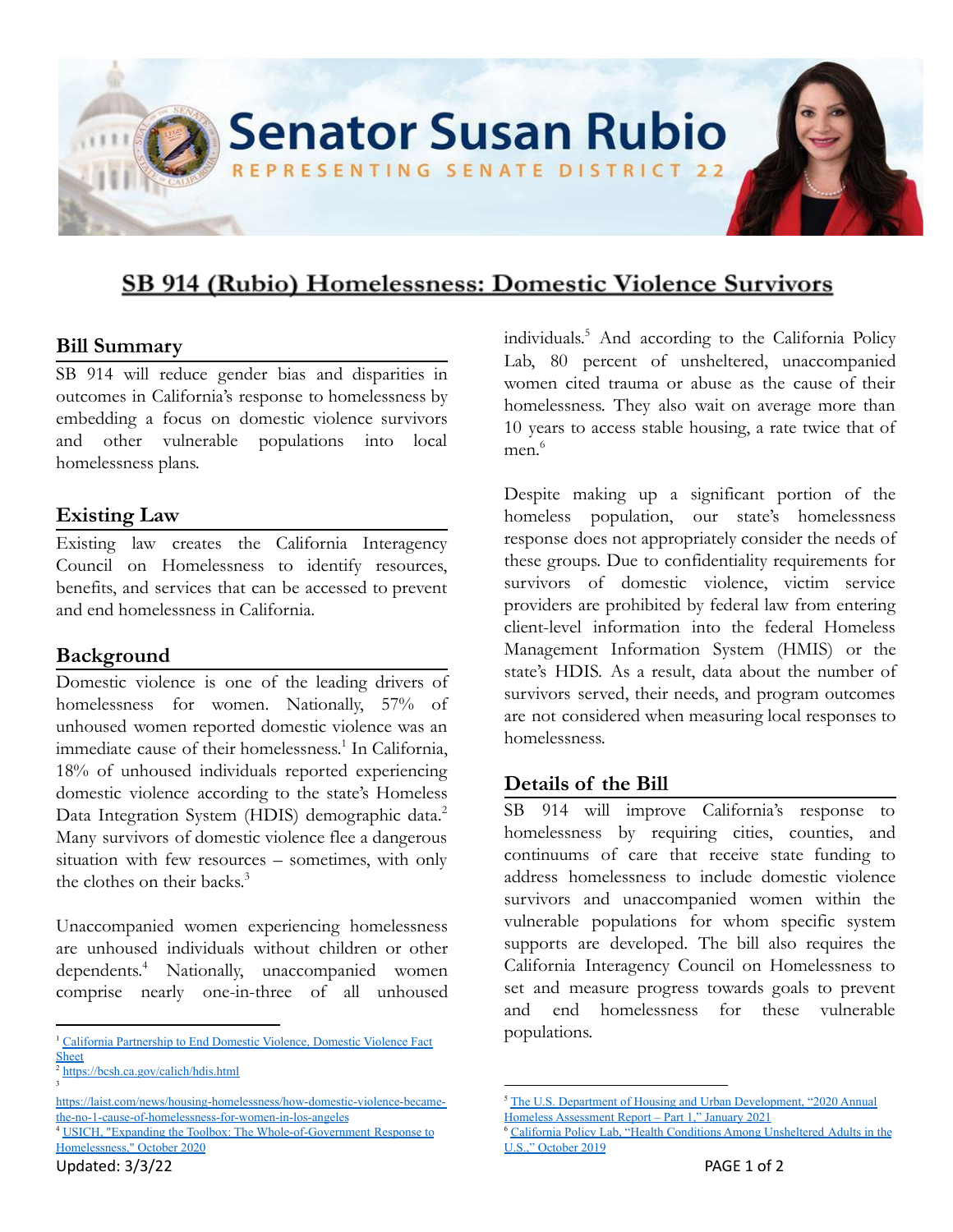# Senator Susan Rubio

REPRESENTING SENATE DISTRICT 22

## SB 914 (Rubio) Homelessness: Domestic Violence Survivors

### Bill Summary

SB 914 will reduce gender bias and disparities in outcomes in California's response to homelessness by embedding a focus on domestic violence survivors and other vulnerable populations into local homelessness plans.

### Existing Law

Existing law creates the California Interagency Council on Homelessness to identify resources, benefits, and services that can be accessed to prevent and end homelessness in California.

### Background

Domestic violence is one of the leading drivers of homelessness for women. Nationally, 57% of unhoused women reported domestic violence was an immediate cause of their homelessness.[1] In California, 18% of unhoused individuals reported experiencing domestic violence according to the state's Homeless Data Integration System (HDIS) demographic data.[2] Many survivors of domestic violence flee a dangerous situation with few resources – sometimes, with only the clothes on their backs.[3]

Unaccompanied women experiencing homelessness are unhoused individuals without children or other dependents.[4] Nationally, unaccompanied women comprise nearly one-in-three of all unhoused individuals.[5] And according to the California Policy Lab, 80 percent of unsheltered, unaccompanied women cited trauma or abuse as the cause of their homelessness. They also wait on average more than 10 years to access stable housing, a rate twice that of men.[6]

Despite making up a significant portion of the homeless population, our state's homelessness response does not appropriately consider the needs of these groups. Due to confidentiality requirements for survivors of domestic violence, victim service providers are prohibited by federal law from entering client-level information into the federal Homeless Management Information System (HMIS) or the state's HDIS. As a result, data about the number of survivors served, their needs, and program outcomes are not considered when measuring local responses to homelessness.

### Details of the Bill

SB 914 will improve California's response to homelessness by requiring cities, counties, and continuums of care that receive state funding to address homelessness to include domestic violence survivors and unaccompanied women within the vulnerable populations for whom specific system supports are developed. The bill also requires the California Interagency Council on Homelessness to set and measure progress towards goals to prevent and end homelessness for these vulnerable populations.

---

[1] California Partnership to End Domestic Violence, Domestic Violence Fact Sheet

[2] https://bcsh.ca.gov/calich/hdis.html

[3] https://laist.com/news/housing-homelessness/how-domestic-violence-became-the-no-1-cause-of-homelessness-for-women-in-los-angeles

[4] USICH, "Expanding the Toolbox: The Whole-of-Government Response to Homelessness," October 2020

[5] The U.S. Department of Housing and Urban Development, "2020 Annual Homeless Assessment Report – Part 1," January 2021

[6] California Policy Lab, "Health Conditions Among Unsheltered Adults in the U.S.," October 2019

Updated: 3/3/22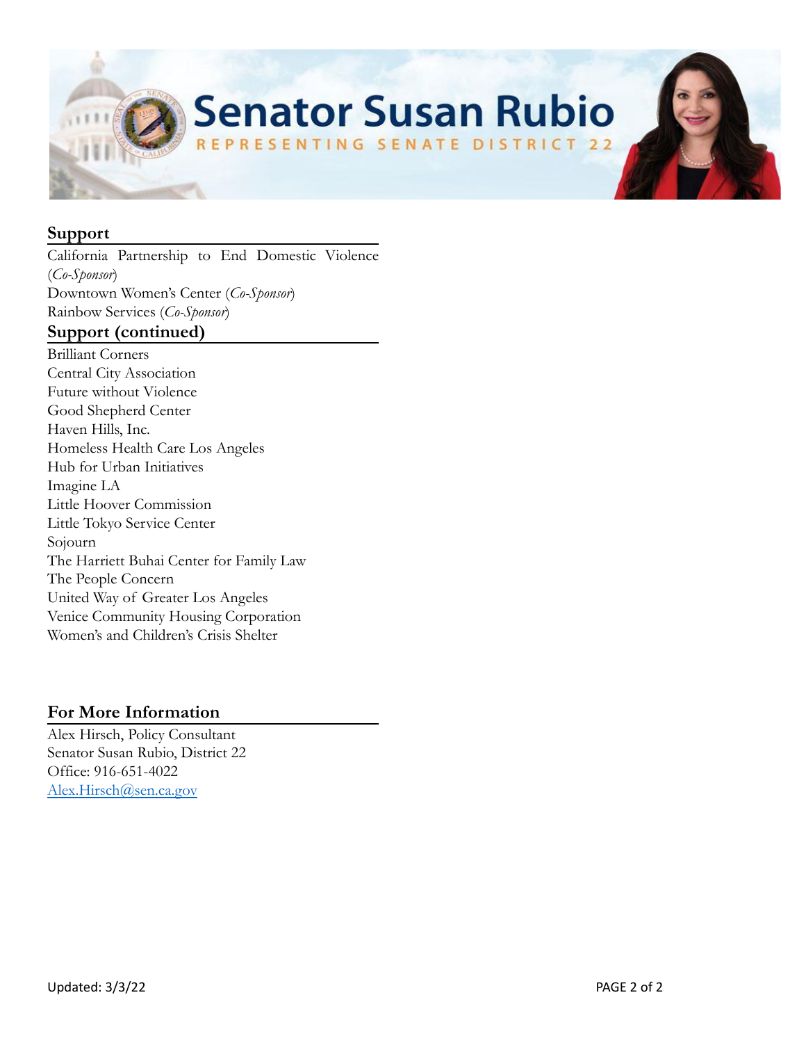# Senator Susan Rubio

REPRESENTING SENATE DISTRICT 22

## Support

California Partnership to End Domestic Violence (*Co-Sponsor*)
Downtown Women's Center (*Co-Sponsor*)
Rainbow Services (*Co-Sponsor*)

## Support (continued)

Brilliant Corners
Central City Association
Future without Violence
Good Shepherd Center
Haven Hills, Inc.
Homeless Health Care Los Angeles
Hub for Urban Initiatives
Imagine LA
Little Hoover Commission
Little Tokyo Service Center
Sojourn
The Harriett Buhai Center for Family Law
The People Concern
United Way of Greater Los Angeles
Venice Community Housing Corporation
Women's and Children's Crisis Shelter

## For More Information

Alex Hirsch, Policy Consultant
Senator Susan Rubio, District 22
Office: 916-651-4022
Alex.Hirsch@sen.ca.gov

Updated: 3/3/22